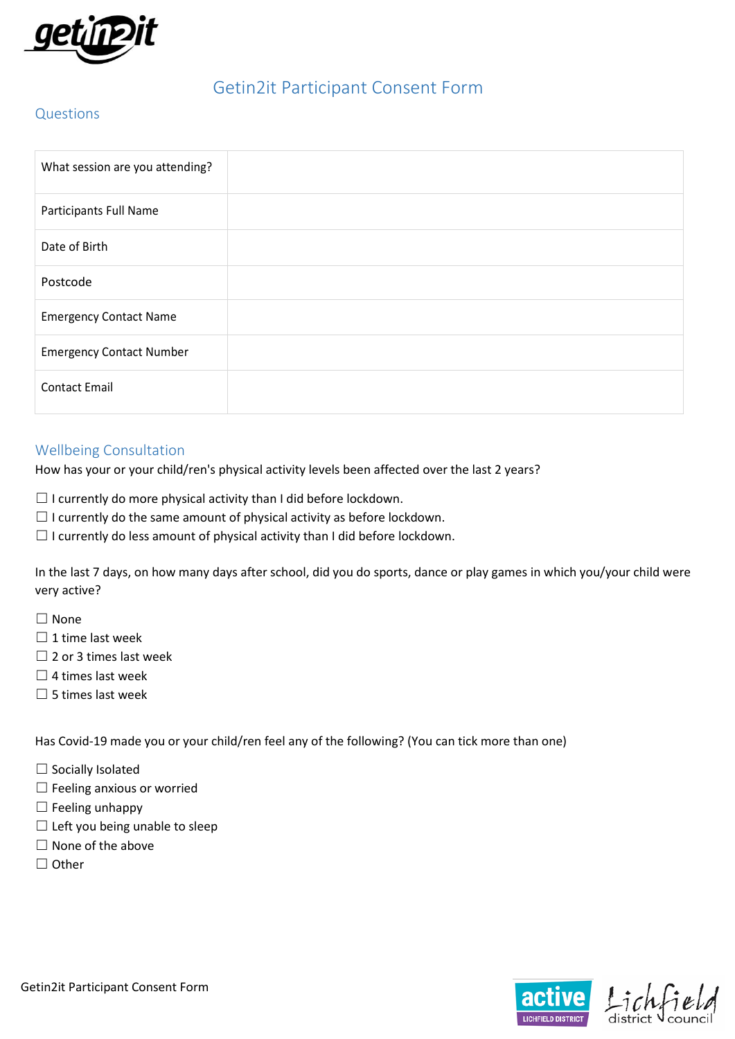# Getin2it Participant Consent Form

## Questions

| What session are you attending? | |
|---|---|
| Participants Full Name | |
| Date of Birth | |
| Postcode | |
| Emergency Contact Name | |
| Emergency Contact Number | |
| Contact Email | |

## Wellbeing Consultation

How has your or your child/ren's physical activity levels been affected over the last 2 years?

☐ I currently do more physical activity than I did before lockdown.
☐ I currently do the same amount of physical activity as before lockdown.
☐ I currently do less amount of physical activity than I did before lockdown.

In the last 7 days, on how many days after school, did you do sports, dance or play games in which you/your child were very active?

☐ None
☐ 1 time last week
☐ 2 or 3 times last week
☐ 4 times last week
☐ 5 times last week

Has Covid-19 made you or your child/ren feel any of the following? (You can tick more than one)

☐ Socially Isolated
☐ Feeling anxious or worried
☐ Feeling unhappy
☐ Left you being unable to sleep
☐ None of the above
☐ Other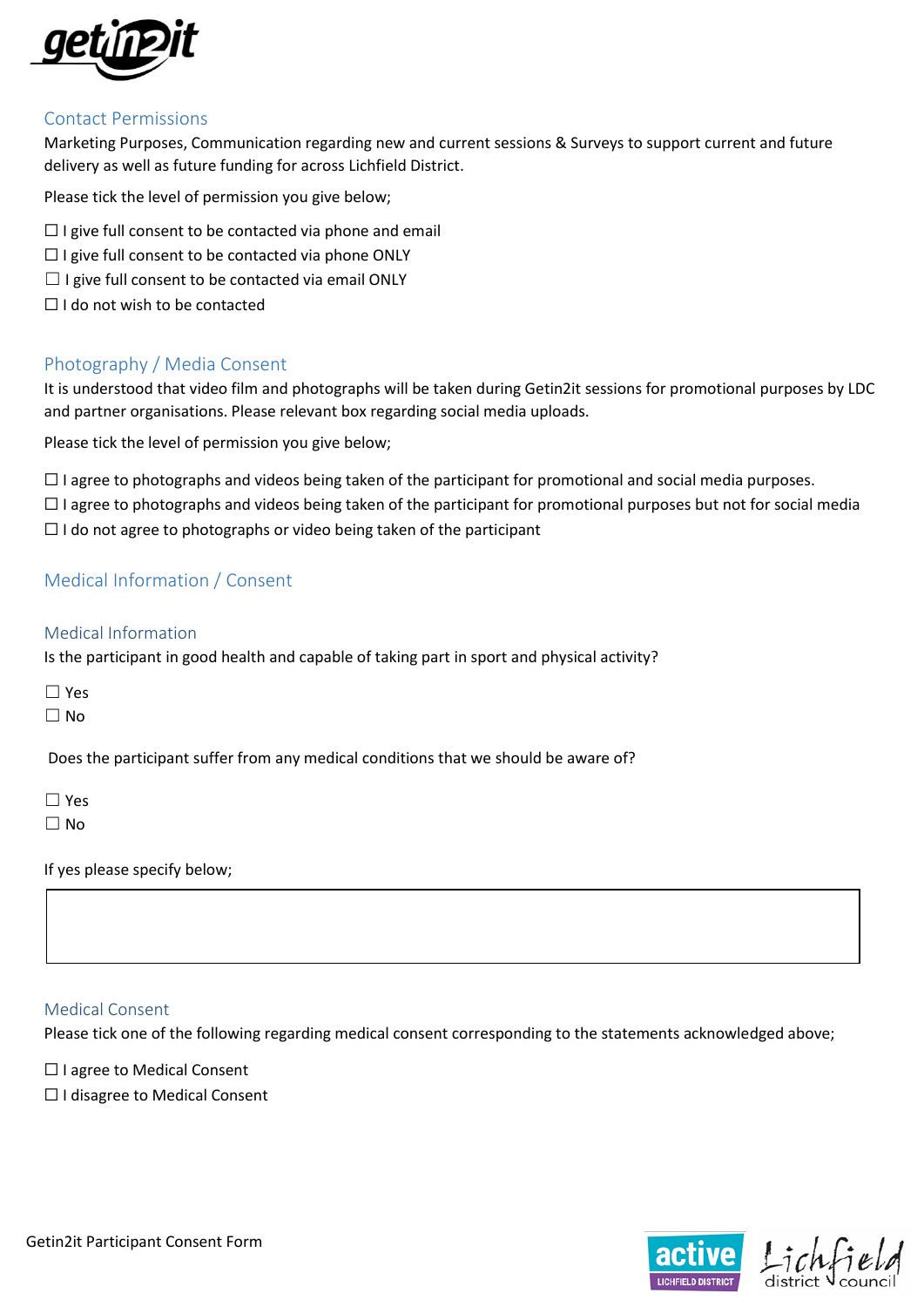## Contact Permissions

Marketing Purposes, Communication regarding new and current sessions & Surveys to support current and future delivery as well as future funding for across Lichfield District.

Please tick the level of permission you give below;

☐ I give full consent to be contacted via phone and email
☐ I give full consent to be contacted via phone ONLY
☐ I give full consent to be contacted via email ONLY
☐ I do not wish to be contacted

## Photography / Media Consent

It is understood that video film and photographs will be taken during Getin2it sessions for promotional purposes by LDC and partner organisations. Please relevant box regarding social media uploads.

Please tick the level of permission you give below;

☐ I agree to photographs and videos being taken of the participant for promotional and social media purposes.
☐ I agree to photographs and videos being taken of the participant for promotional purposes but not for social media
☐ I do not agree to photographs or video being taken of the participant

## Medical Information / Consent

### Medical Information

Is the participant in good health and capable of taking part in sport and physical activity?

☐ Yes
☐ No

Does the participant suffer from any medical conditions that we should be aware of?

☐ Yes
☐ No

If yes please specify below;

| |
|---|
| |

### Medical Consent

Please tick one of the following regarding medical consent corresponding to the statements acknowledged above;

☐ I agree to Medical Consent
☐ I disagree to Medical Consent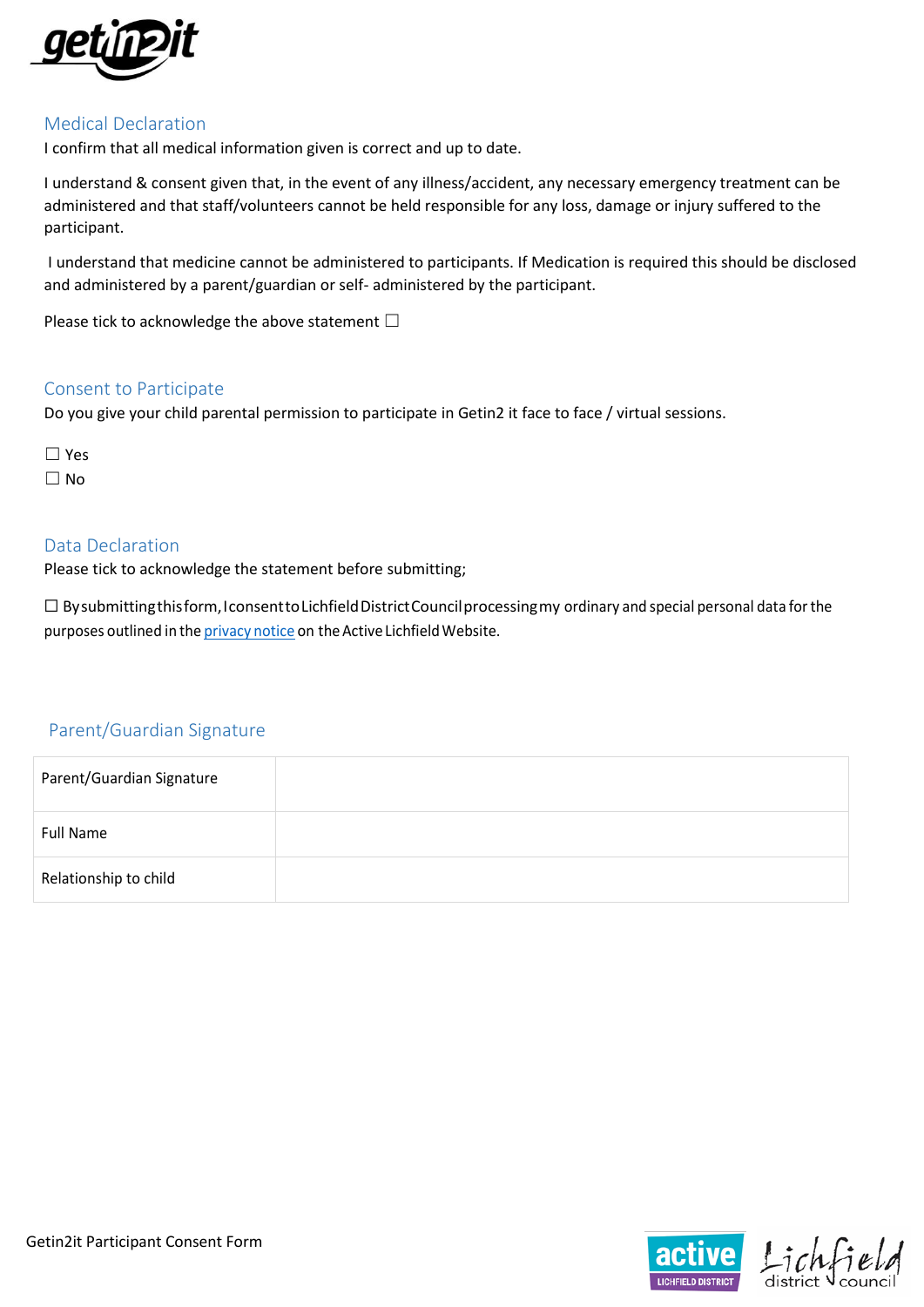## Medical Declaration

I confirm that all medical information given is correct and up to date.

I understand & consent given that, in the event of any illness/accident, any necessary emergency treatment can be administered and that staff/volunteers cannot be held responsible for any loss, damage or injury suffered to the participant.

I understand that medicine cannot be administered to participants. If Medication is required this should be disclosed and administered by a parent/guardian or self- administered by the participant.

Please tick to acknowledge the above statement ☐

## Consent to Participate

Do you give your child parental permission to participate in Getin2 it face to face / virtual sessions.

☐ Yes
☐ No

## Data Declaration

Please tick to acknowledge the statement before submitting;

☐ By submitting this form, I consent to Lichfield District Council processing my ordinary and special personal data for the purposes outlined in the privacy notice on the Active Lichfield Website.

## Parent/Guardian Signature

| | |
|---|---|
| Parent/Guardian Signature | |
| Full Name | |
| Relationship to child | |

Getin2it Participant Consent Form